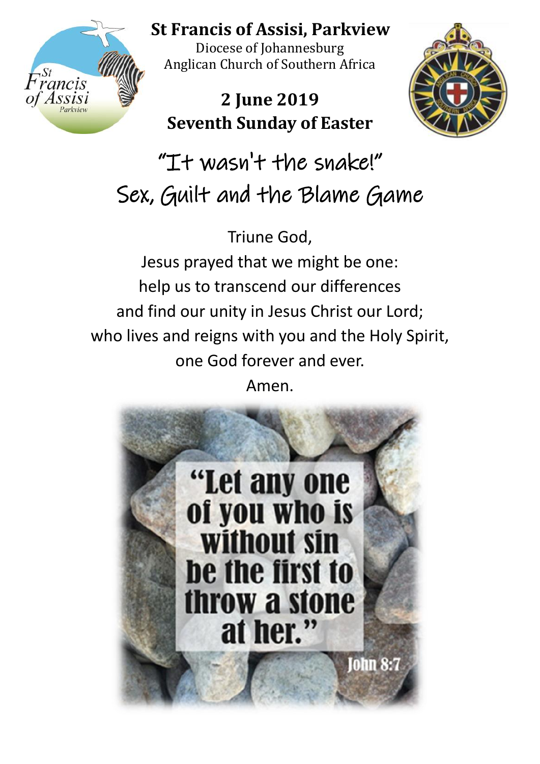# St Francis of Assisi, Parkview

Diocese of Johannesburg
Anglican Church of Southern Africa

**2 June 2019**
**Seventh Sunday of Easter**

## "It wasn't the snake!"
## Sex, Guilt and the Blame Game

Triune God,
Jesus prayed that we might be one:
help us to transcend our differences
and find our unity in Jesus Christ our Lord;
who lives and reigns with you and the Holy Spirit,
one God forever and ever.
Amen.

**"Let any one of you who is without sin be the first to throw a stone at her."**
John 8:7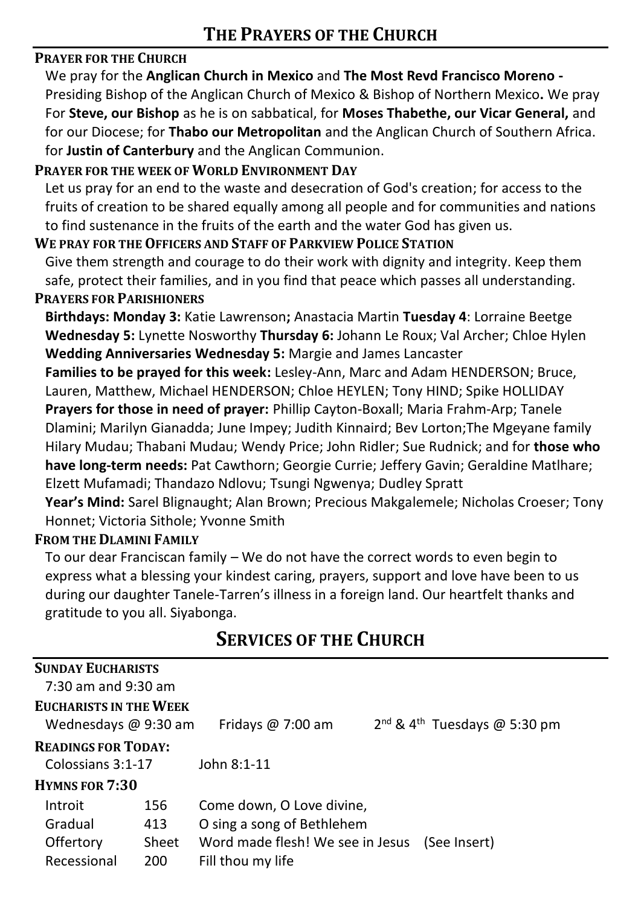## THE PRAYERS OF THE CHURCH

**PRAYER FOR THE CHURCH**

We pray for the **Anglican Church in Mexico** and **The Most Revd Francisco Moreno -** Presiding Bishop of the Anglican Church of Mexico & Bishop of Northern Mexico**.** We pray For **Steve, our Bishop** as he is on sabbatical, for **Moses Thabethe, our Vicar General,** and for our Diocese; for **Thabo our Metropolitan** and the Anglican Church of Southern Africa. for **Justin of Canterbury** and the Anglican Communion.

**PRAYER FOR THE WEEK OF WORLD ENVIRONMENT DAY**

Let us pray for an end to the waste and desecration of God's creation; for access to the fruits of creation to be shared equally among all people and for communities and nations to find sustenance in the fruits of the earth and the water God has given us.

**WE PRAY FOR THE OFFICERS AND STAFF OF PARKVIEW POLICE STATION**

Give them strength and courage to do their work with dignity and integrity. Keep them safe, protect their families, and in you find that peace which passes all understanding.

**PRAYERS FOR PARISHIONERS**

**Birthdays: Monday 3:** Katie Lawrenson**;** Anastacia Martin **Tuesday 4**: Lorraine Beetge **Wednesday 5:** Lynette Nosworthy **Thursday 6:** Johann Le Roux; Val Archer; Chloe Hylen

**Wedding Anniversaries Wednesday 5:** Margie and James Lancaster

**Families to be prayed for this week:** Lesley-Ann, Marc and Adam HENDERSON; Bruce, Lauren, Matthew, Michael HENDERSON; Chloe HEYLEN; Tony HIND; Spike HOLLIDAY

**Prayers for those in need of prayer:** Phillip Cayton-Boxall; Maria Frahm-Arp; Tanele Dlamini; Marilyn Gianadda; June Impey; Judith Kinnaird; Bev Lorton;The Mgeyane family Hilary Mudau; Thabani Mudau; Wendy Price; John Ridler; Sue Rudnick; and for **those who have long-term needs:** Pat Cawthorn; Georgie Currie; Jeffery Gavin; Geraldine Matlhare; Elzett Mufamadi; Thandazo Ndlovu; Tsungi Ngwenya; Dudley Spratt

**Year's Mind:** Sarel Blignaught; Alan Brown; Precious Makgalemele; Nicholas Croeser; Tony Honnet; Victoria Sithole; Yvonne Smith

**FROM THE DLAMINI FAMILY**

To our dear Franciscan family – We do not have the correct words to even begin to express what a blessing your kindest caring, prayers, support and love have been to us during our daughter Tanele-Tarren's illness in a foreign land. Our heartfelt thanks and gratitude to you all. Siyabonga.

## SERVICES OF THE CHURCH

**SUNDAY EUCHARISTS**

7:30 am and 9:30 am

**EUCHARISTS IN THE WEEK**

Wednesdays @ 9:30 am | Fridays @ 7:00 am | 2nd & 4th Tuesdays @ 5:30 pm

**READINGS FOR TODAY:**

Colossians 3:1-17 | John 8:1-11

**HYMNS FOR 7:30**

| | | |
|---|---|---|
| Introit | 156 | Come down, O Love divine, |
| Gradual | 413 | O sing a song of Bethlehem |
| Offertory | Sheet | Word made flesh! We see in Jesus (See Insert) |
| Recessional | 200 | Fill thou my life |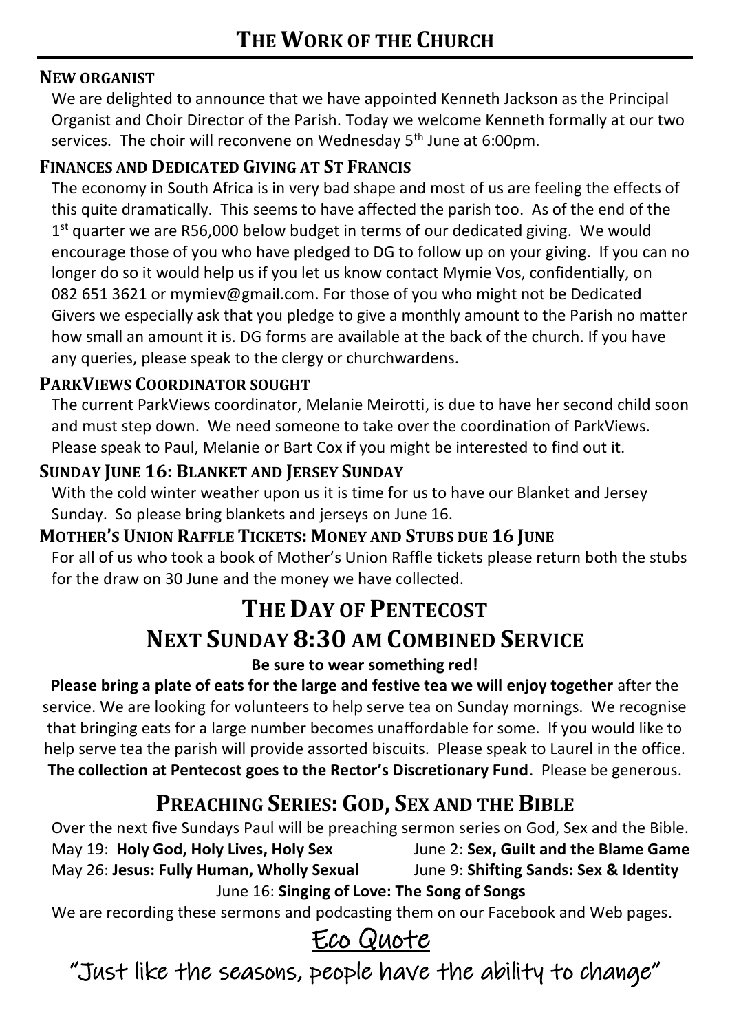# THE WORK OF THE CHURCH

### NEW ORGANIST

We are delighted to announce that we have appointed Kenneth Jackson as the Principal Organist and Choir Director of the Parish. Today we welcome Kenneth formally at our two services. The choir will reconvene on Wednesday 5th June at 6:00pm.

### FINANCES AND DEDICATED GIVING AT ST FRANCIS

The economy in South Africa is in very bad shape and most of us are feeling the effects of this quite dramatically. This seems to have affected the parish too. As of the end of the 1st quarter we are R56,000 below budget in terms of our dedicated giving. We would encourage those of you who have pledged to DG to follow up on your giving. If you can no longer do so it would help us if you let us know contact Mymie Vos, confidentially, on 082 651 3621 or mymiev@gmail.com. For those of you who might not be Dedicated Givers we especially ask that you pledge to give a monthly amount to the Parish no matter how small an amount it is. DG forms are available at the back of the church. If you have any queries, please speak to the clergy or churchwardens.

### PARKVIEWS COORDINATOR SOUGHT

The current ParkViews coordinator, Melanie Meirotti, is due to have her second child soon and must step down. We need someone to take over the coordination of ParkViews. Please speak to Paul, Melanie or Bart Cox if you might be interested to find out it.

### SUNDAY JUNE 16: BLANKET AND JERSEY SUNDAY

With the cold winter weather upon us it is time for us to have our Blanket and Jersey Sunday. So please bring blankets and jerseys on June 16.

### MOTHER'S UNION RAFFLE TICKETS: MONEY AND STUBS DUE 16 JUNE

For all of us who took a book of Mother's Union Raffle tickets please return both the stubs for the draw on 30 June and the money we have collected.

## THE DAY OF PENTECOST

## NEXT SUNDAY 8:30 AM COMBINED SERVICE

**Be sure to wear something red!**

**Please bring a plate of eats for the large and festive tea we will enjoy together** after the service. We are looking for volunteers to help serve tea on Sunday mornings. We recognise that bringing eats for a large number becomes unaffordable for some. If you would like to help serve tea the parish will provide assorted biscuits. Please speak to Laurel in the office. **The collection at Pentecost goes to the Rector's Discretionary Fund**. Please be generous.

## PREACHING SERIES: GOD, SEX AND THE BIBLE

Over the next five Sundays Paul will be preaching sermon series on God, Sex and the Bible.

- May 19: **Holy God, Holy Lives, Holy Sex**
- May 26: **Jesus: Fully Human, Wholly Sexual**
- June 2: **Sex, Guilt and the Blame Game**
- June 9: **Shifting Sands: Sex & Identity**
- June 16: **Singing of Love: The Song of Songs**

We are recording these sermons and podcasting them on our Facebook and Web pages.

## Eco Quote

"Just like the seasons, people have the ability to change"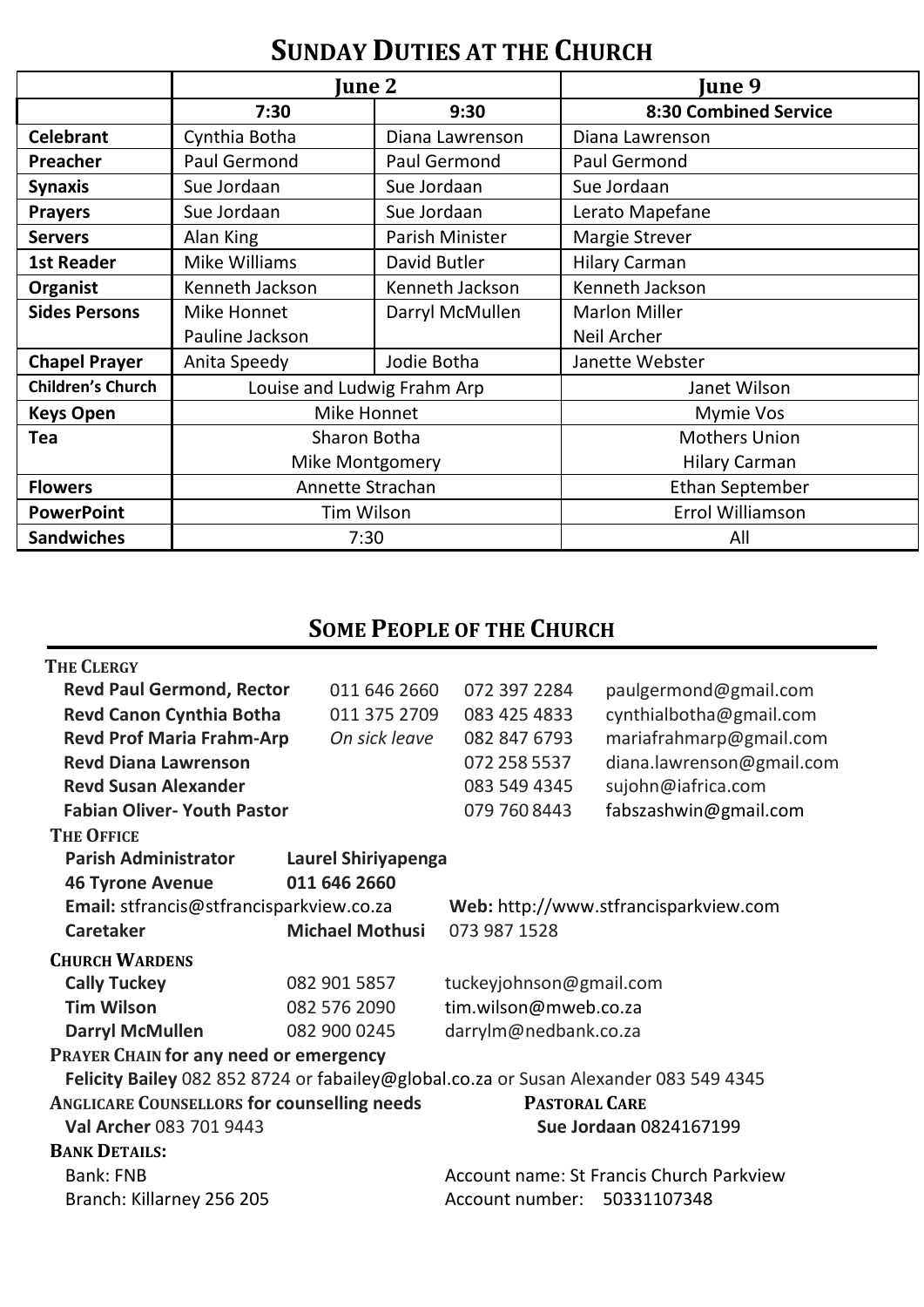## SUNDAY DUTIES AT THE CHURCH

| | June 2 | | June 9 |
|---|---|---|---|
| | 7:30 | 9:30 | 8:30 Combined Service |
| **Celebrant** | Cynthia Botha | Diana Lawrenson | Diana Lawrenson |
| **Preacher** | Paul Germond | Paul Germond | Paul Germond |
| **Synaxis** | Sue Jordaan | Sue Jordaan | Sue Jordaan |
| **Prayers** | Sue Jordaan | Sue Jordaan | Lerato Mapefane |
| **Servers** | Alan King | Parish Minister | Margie Strever |
| **1st Reader** | Mike Williams | David Butler | Hilary Carman |
| **Organist** | Kenneth Jackson | Kenneth Jackson | Kenneth Jackson |
| **Sides Persons** | Mike Honnet<br>Pauline Jackson | Darryl McMullen | Marlon Miller<br>Neil Archer |
| **Chapel Prayer** | Anita Speedy | Jodie Botha | Janette Webster |
| **Children's Church** | Louise and Ludwig Frahm Arp | | Janet Wilson |
| **Keys Open** | Mike Honnet | | Mymie Vos |
| **Tea** | Sharon Botha<br>Mike Montgomery | | Mothers Union<br>Hilary Carman |
| **Flowers** | Annette Strachan | | Ethan September |
| **PowerPoint** | Tim Wilson | | Errol Williamson |
| **Sandwiches** | 7:30 | | All |

## SOME PEOPLE OF THE CHURCH

**THE CLERGY**

| | | | |
|---|---|---|---|
| **Revd Paul Germond, Rector** | 011 646 2660 | 072 397 2284 | paulgermond@gmail.com |
| **Revd Canon Cynthia Botha** | 011 375 2709 | 083 425 4833 | cynthialbotha@gmail.com |
| **Revd Prof Maria Frahm-Arp** | *On sick leave* | 082 847 6793 | mariafrahmarp@gmail.com |
| **Revd Diana Lawrenson** | | 072 258 5537 | diana.lawrenson@gmail.com |
| **Revd Susan Alexander** | | 083 549 4345 | sujohn@iafrica.com |
| **Fabian Oliver- Youth Pastor** | | 079 760 8443 | fabszashwin@gmail.com |

**THE OFFICE**

**Parish Administrator** **Laurel Shiriyapenga**
**46 Tyrone Avenue** **011 646 2660**
**Email:** stfrancis@stfrancisparkview.co.za **Web:** http://www.stfrancisparkview.com
**Caretaker** **Michael Mothusi** 073 987 1528

**CHURCH WARDENS**

| | | |
|---|---|---|
| **Cally Tuckey** | 082 901 5857 | tuckeyjohnson@gmail.com |
| **Tim Wilson** | 082 576 2090 | tim.wilson@mweb.co.za |
| **Darryl McMullen** | 082 900 0245 | darrylm@nedbank.co.za |

**PRAYER CHAIN for any need or emergency**

**Felicity Bailey** 082 852 8724 or fabailey@global.co.za or Susan Alexander 083 549 4345

**ANGLICARE COUNSELLORS for counselling needs**

**Val Archer** 083 701 9443

**PASTORAL CARE**

**Sue Jordaan** 0824167199

**BANK DETAILS:**

Bank: FNB
Branch: Killarney 256 205
Account name: St Francis Church Parkview
Account number: 50331107348